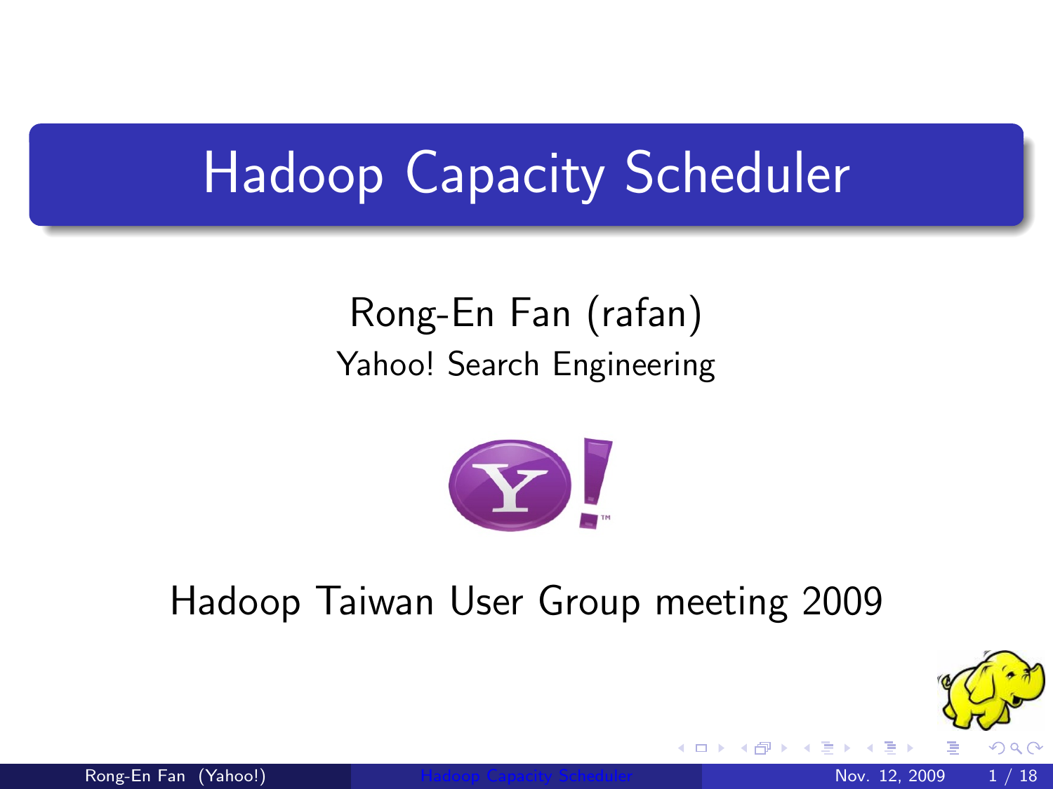# Hadoop Capacity Scheduler

Rong-En Fan (rafan)

Yahoo! Search Engineering

Hadoop Taiwan User Group meeting 2009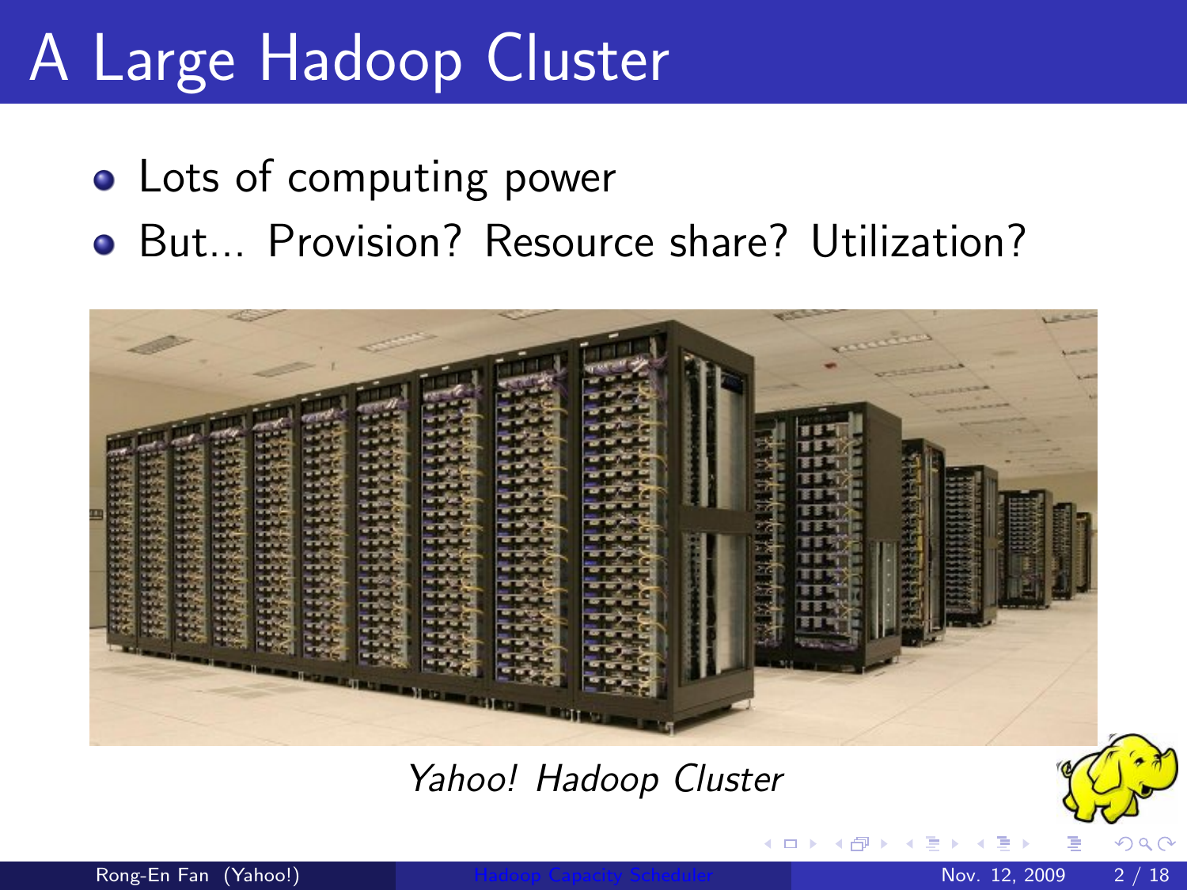# A Large Hadoop Cluster

- Lots of computing power
- But... Provision? Resource share? Utilization?

*Yahoo! Hadoop Cluster*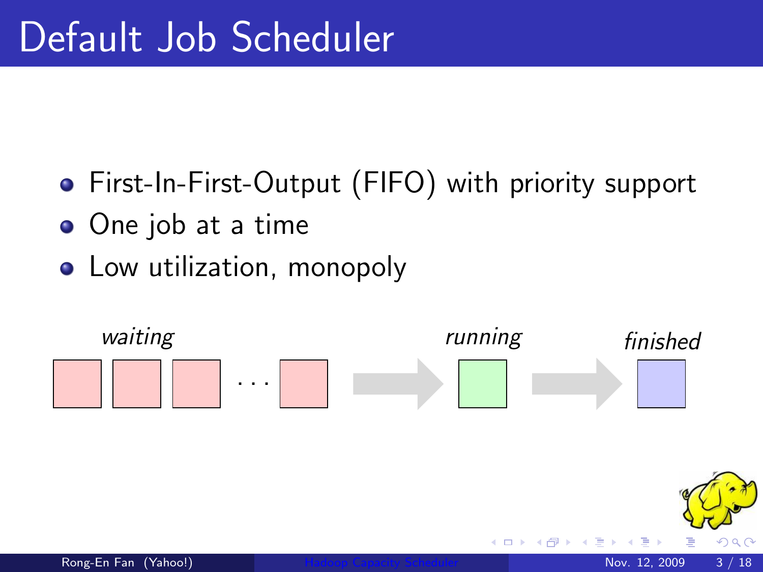# Default Job Scheduler

- First-In-First-Output (FIFO) with priority support
- One job at a time
- Low utilization, monopoly

*waiting* … *running* *finished*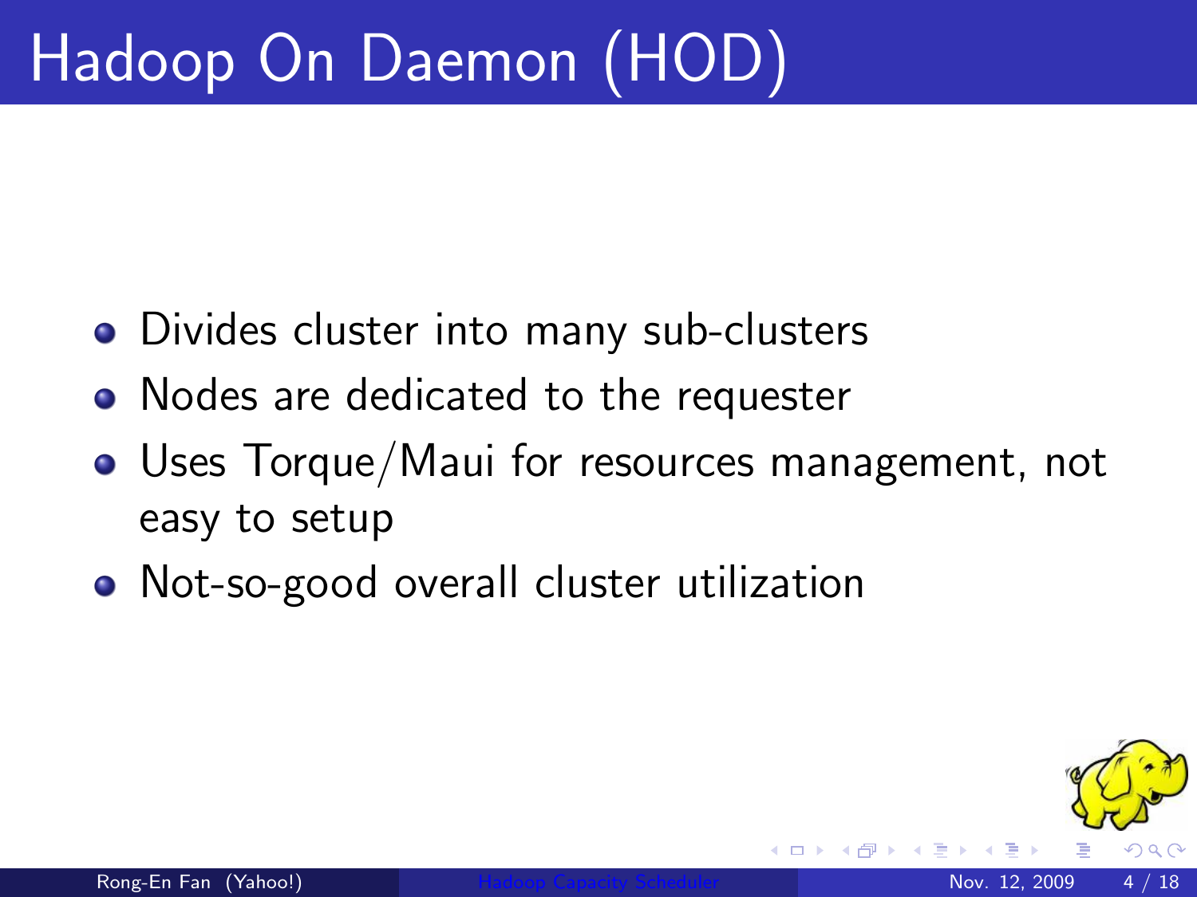# Hadoop On Daemon (HOD)

- Divides cluster into many sub-clusters
- Nodes are dedicated to the requester
- Uses Torque/Maui for resources management, not easy to setup
- Not-so-good overall cluster utilization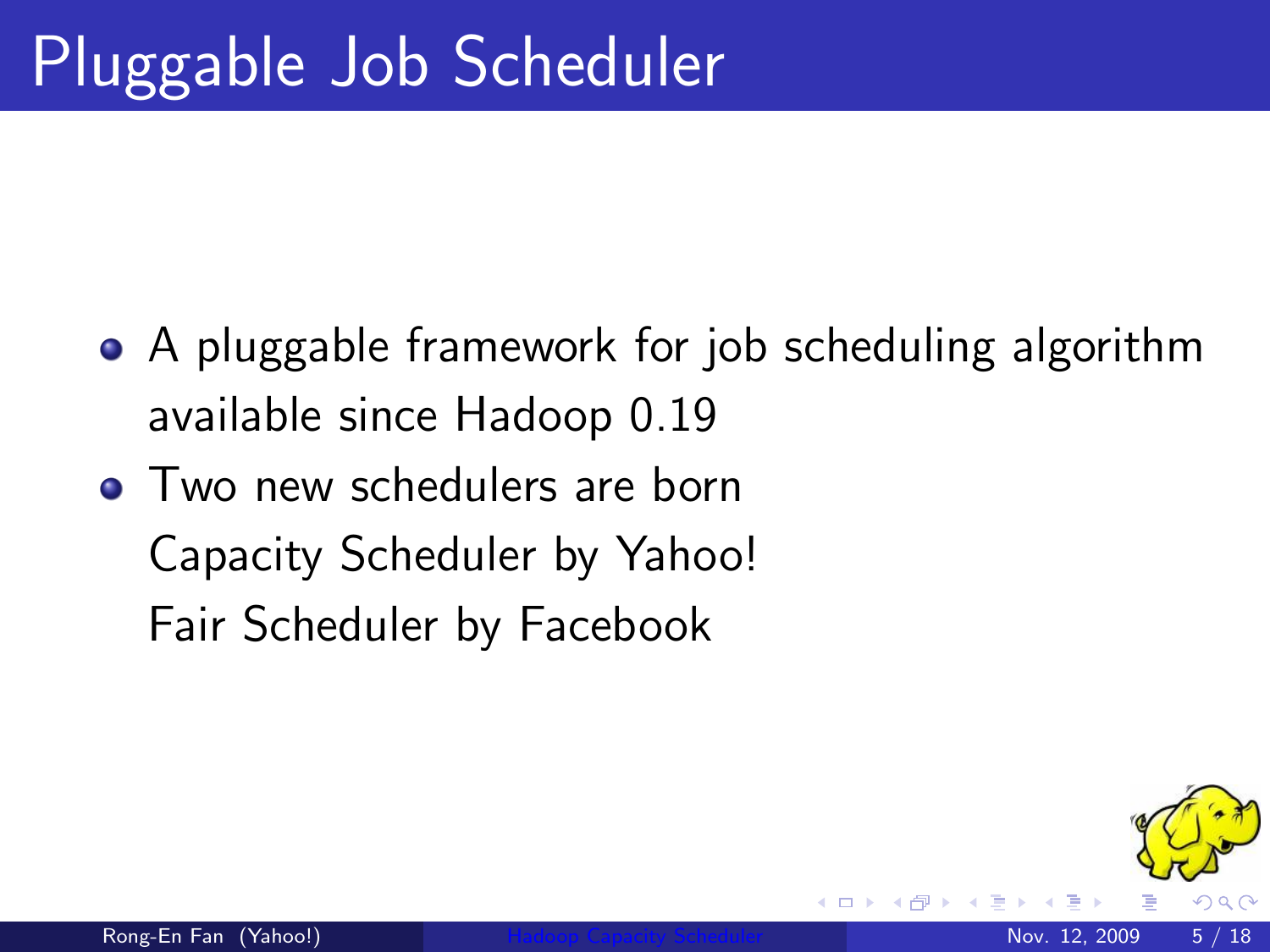# Pluggable Job Scheduler

- A pluggable framework for job scheduling algorithm available since Hadoop 0.19
- Two new schedulers are born
  Capacity Scheduler by Yahoo!
  Fair Scheduler by Facebook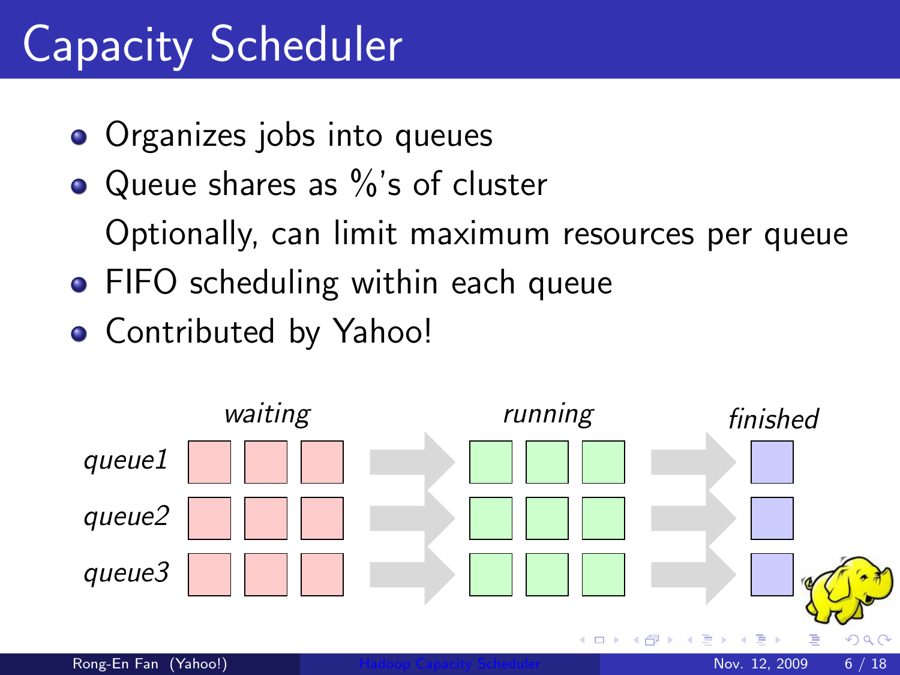# Capacity Scheduler

- Organizes jobs into queues
- Queue shares as %'s of cluster

  Optionally, can limit maximum resources per queue
- FIFO scheduling within each queue
- Contributed by Yahoo!

| | *waiting* | *running* | *finished* |
|---|---|---|---|
| *queue1* | | | |
| *queue2* | | | |
| *queue3* | | | |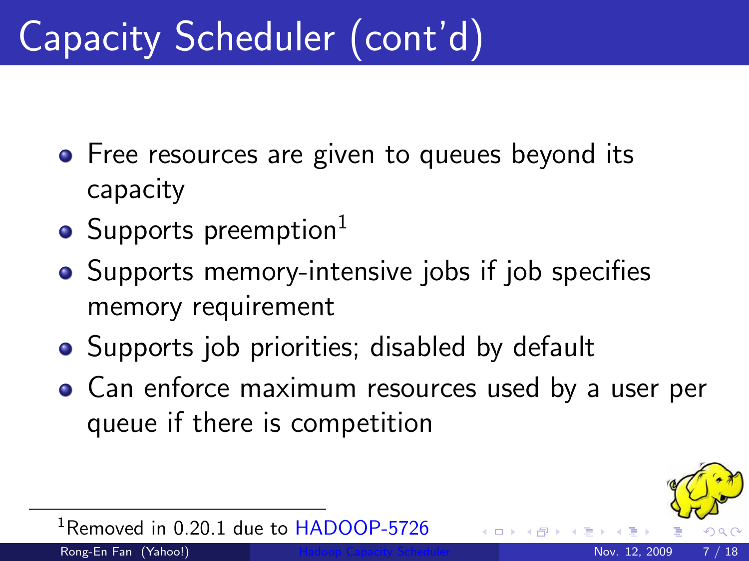# Capacity Scheduler (cont'd)

- Free resources are given to queues beyond its capacity
- Supports preemption[1]
- Supports memory-intensive jobs if job specifies memory requirement
- Supports job priorities; disabled by default
- Can enforce maximum resources used by a user per queue if there is competition

[1] Removed in 0.20.1 due to HADOOP-5726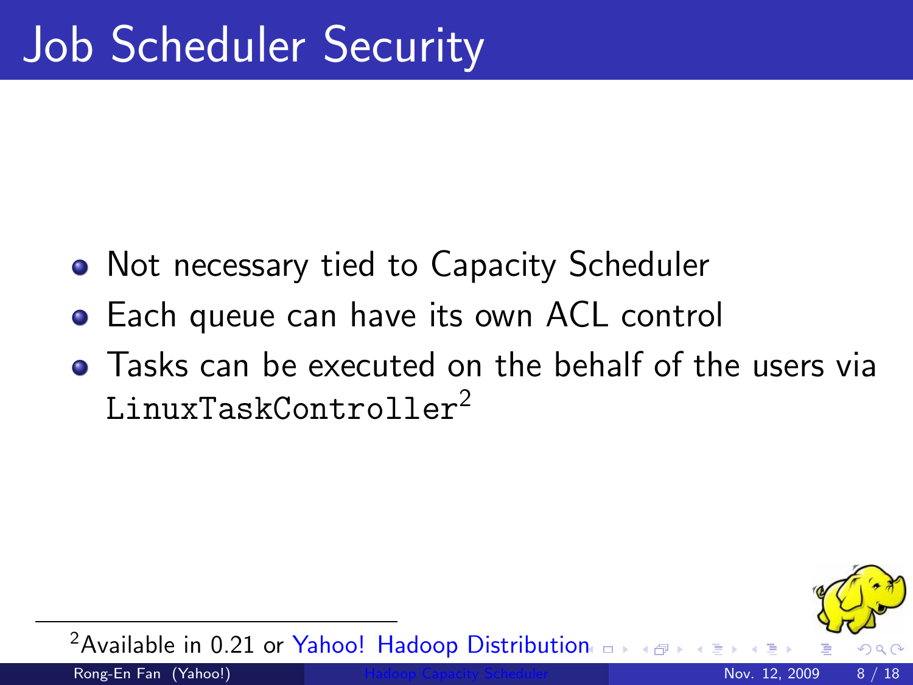# Job Scheduler Security

- Not necessary tied to Capacity Scheduler
- Each queue can have its own ACL control
- Tasks can be executed on the behalf of the users via `LinuxTaskController`[2]

[2] Available in 0.21 or Yahoo! Hadoop Distribution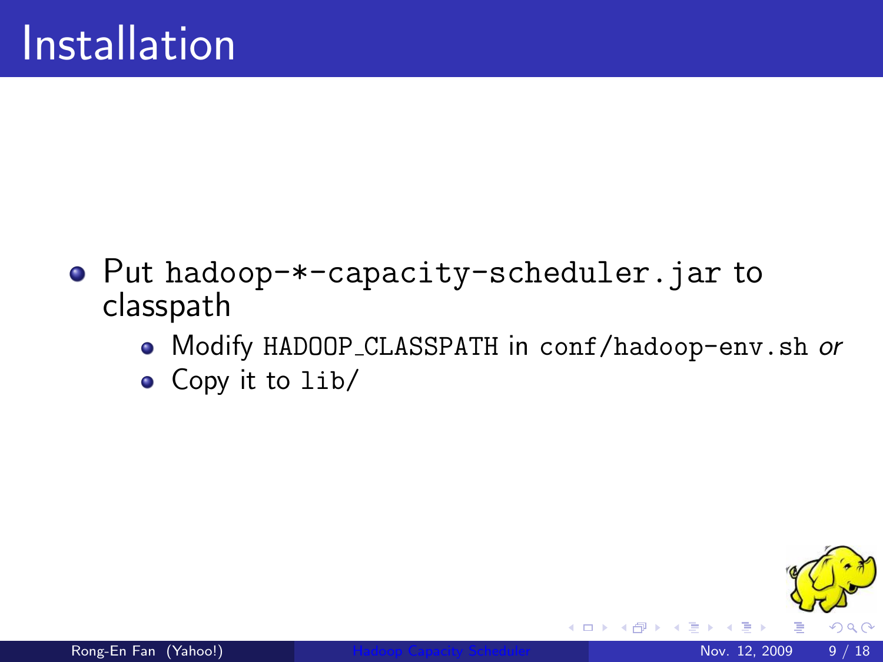# Installation

- Put `hadoop-*-capacity-scheduler.jar` to classpath
  - Modify `HADOOP_CLASSPATH` in `conf/hadoop-env.sh` *or*
  - Copy it to `lib/`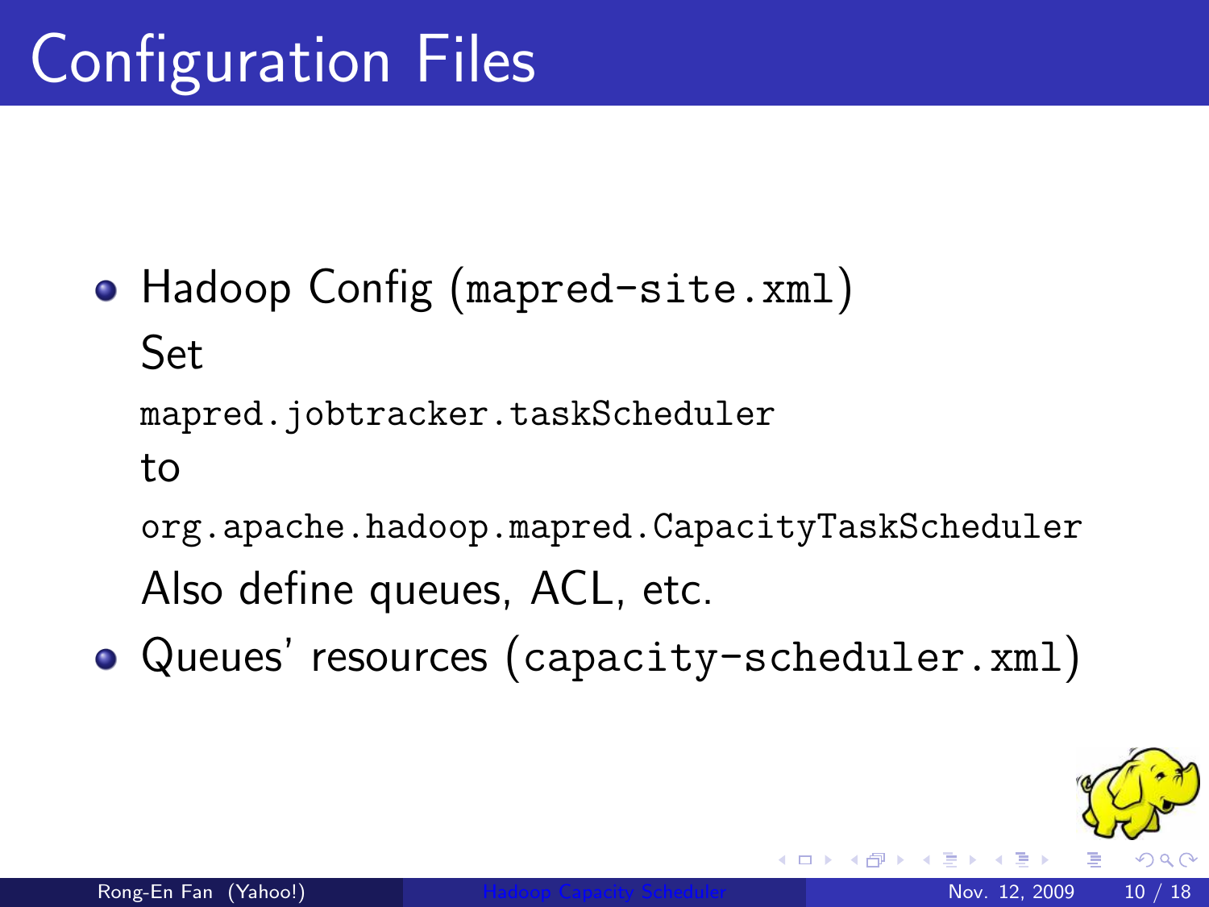# Configuration Files

- Hadoop Config (`mapred-site.xml`)

  Set

  `mapred.jobtracker.taskScheduler`

  to

  `org.apache.hadoop.mapred.CapacityTaskScheduler`

  Also define queues, ACL, etc.

- Queues' resources (`capacity-scheduler.xml`)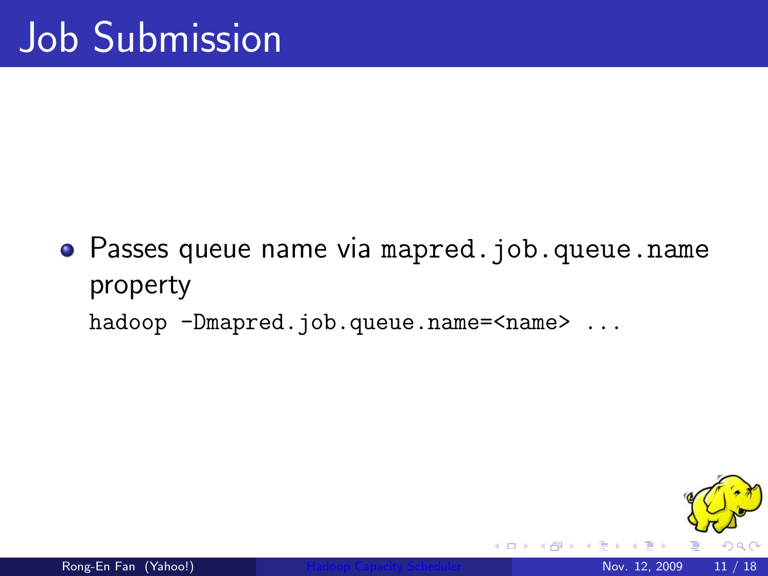# Job Submission

- Passes queue name via `mapred.job.queue.name` property

```
hadoop -Dmapred.job.queue.name=<name> ...
```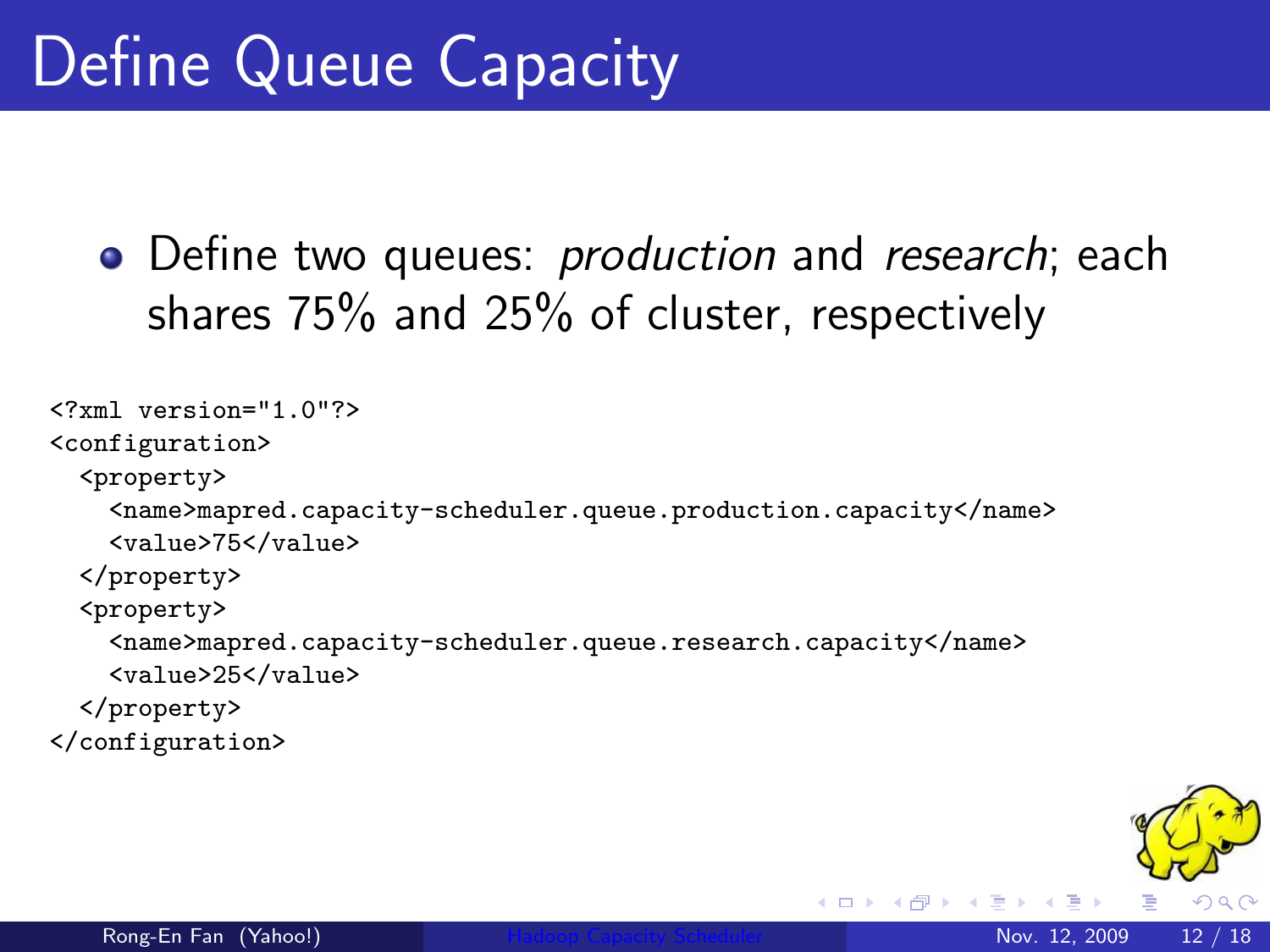# Define Queue Capacity

- Define two queues: *production* and *research*; each shares 75% and 25% of cluster, respectively

```
<?xml version="1.0"?>
<configuration>
  <property>
    <name>mapred.capacity-scheduler.queue.production.capacity</name>
    <value>75</value>
  </property>
  <property>
    <name>mapred.capacity-scheduler.queue.research.capacity</name>
    <value>25</value>
  </property>
</configuration>
```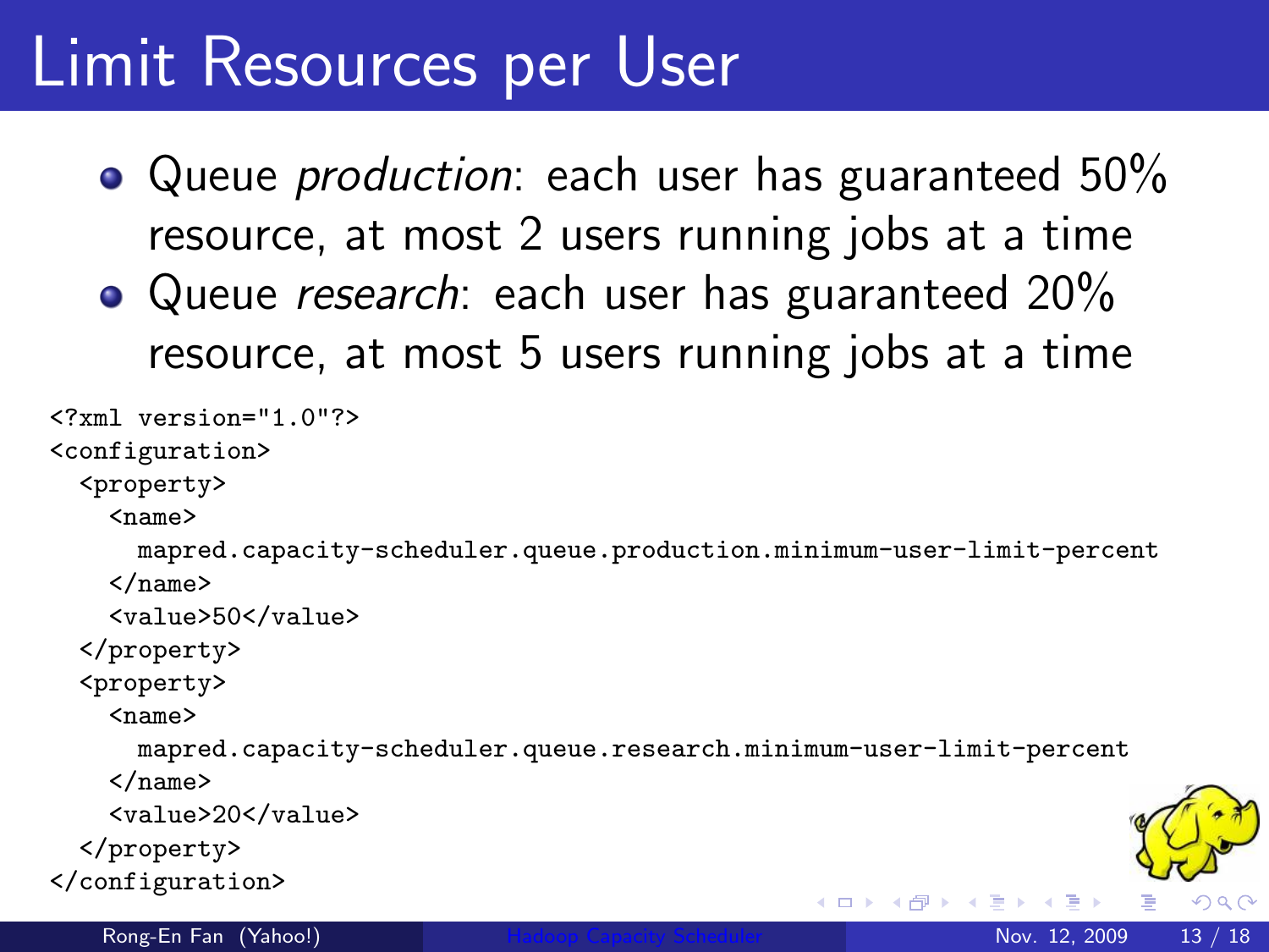# Limit Resources per User

- Queue *production*: each user has guaranteed 50% resource, at most 2 users running jobs at a time
- Queue *research*: each user has guaranteed 20% resource, at most 5 users running jobs at a time

```
<?xml version="1.0"?>
<configuration>
  <property>
    <name>
      mapred.capacity-scheduler.queue.production.minimum-user-limit-percent
    </name>
    <value>50</value>
  </property>
  <property>
    <name>
      mapred.capacity-scheduler.queue.research.minimum-user-limit-percent
    </name>
    <value>20</value>
  </property>
</configuration>
```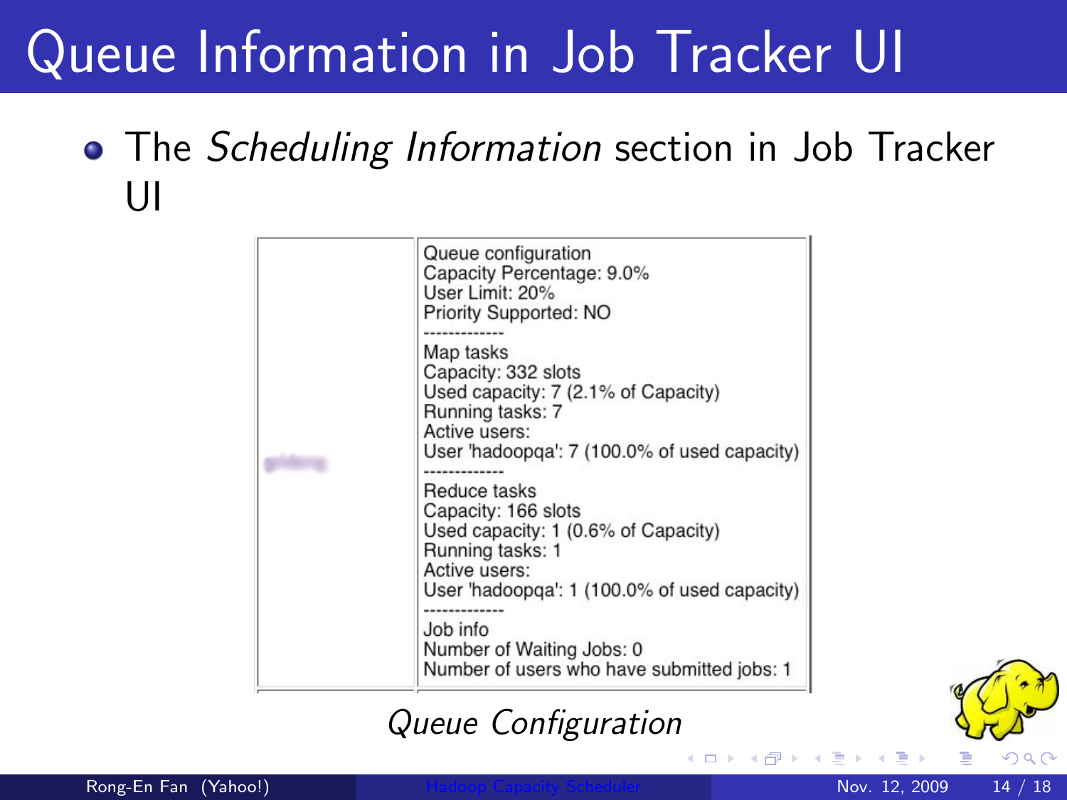# Queue Information in Job Tracker UI

- The *Scheduling Information* section in Job Tracker UI

| | |
|---|---|
| | Queue configuration<br>Capacity Percentage: 9.0%<br>User Limit: 20%<br>Priority Supported: NO<br>-------------<br>Map tasks<br>Capacity: 332 slots<br>Used capacity: 7 (2.1% of Capacity)<br>Running tasks: 7<br>Active users:<br>User 'hadoopqa': 7 (100.0% of used capacity)<br>-------------<br>Reduce tasks<br>Capacity: 166 slots<br>Used capacity: 1 (0.6% of Capacity)<br>Running tasks: 1<br>Active users:<br>User 'hadoopqa': 1 (100.0% of used capacity)<br>-------------<br>Job info<br>Number of Waiting Jobs: 0<br>Number of users who have submitted jobs: 1 |

*Queue Configuration*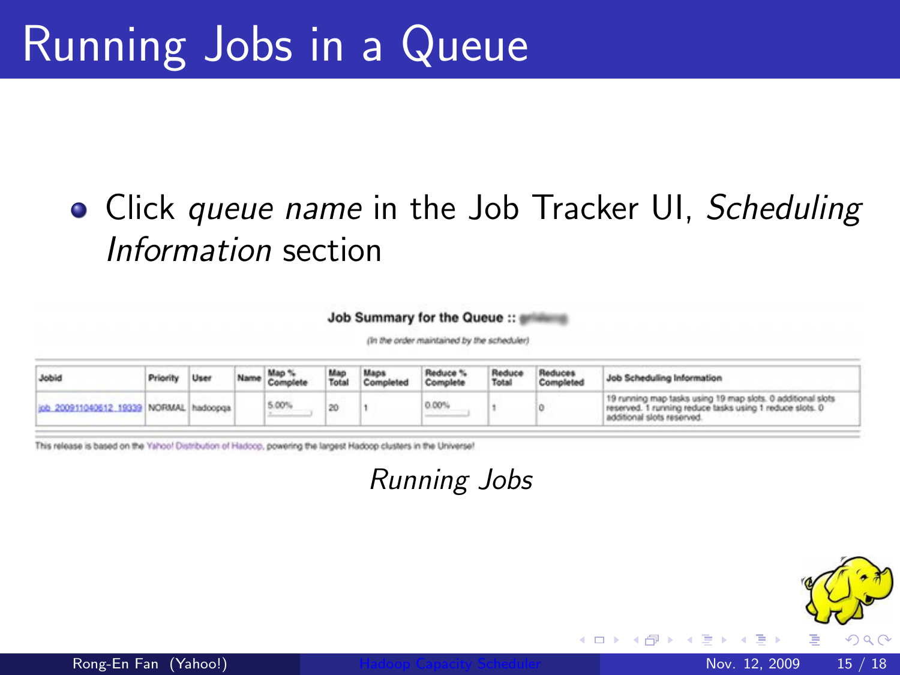# Running Jobs in a Queue

- Click *queue name* in the Job Tracker UI, *Scheduling Information* section

**Job Summary for the Queue ::**

*(In the order maintained by the scheduler)*

| Jobid | Priority | User | Name | Map % Complete | Map Total | Maps Completed | Reduce % Complete | Reduce Total | Reduces Completed | Job Scheduling Information |
|---|---|---|---|---|---|---|---|---|---|---|
| job_200911040612_19339 | NORMAL | hadoopqa | | 5.00% | 20 | 1 | 0.00% | 1 | 0 | 19 running map tasks using 19 map slots. 0 additional slots reserved. 1 running reduce tasks using 1 reduce slots. 0 additional slots reserved. |

This release is based on the Yahoo! Distribution of Hadoop, powering the largest Hadoop clusters in the Universe!

*Running Jobs*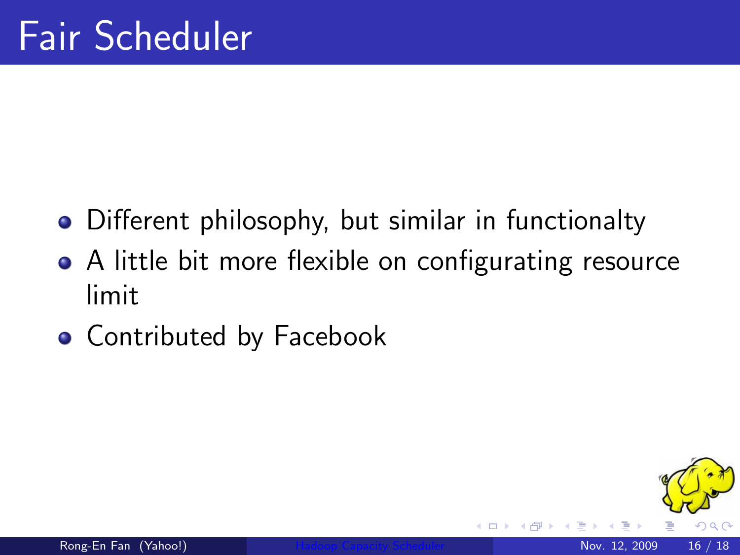# Fair Scheduler

- Different philosophy, but similar in functionalty
- A little bit more flexible on configurating resource limit
- Contributed by Facebook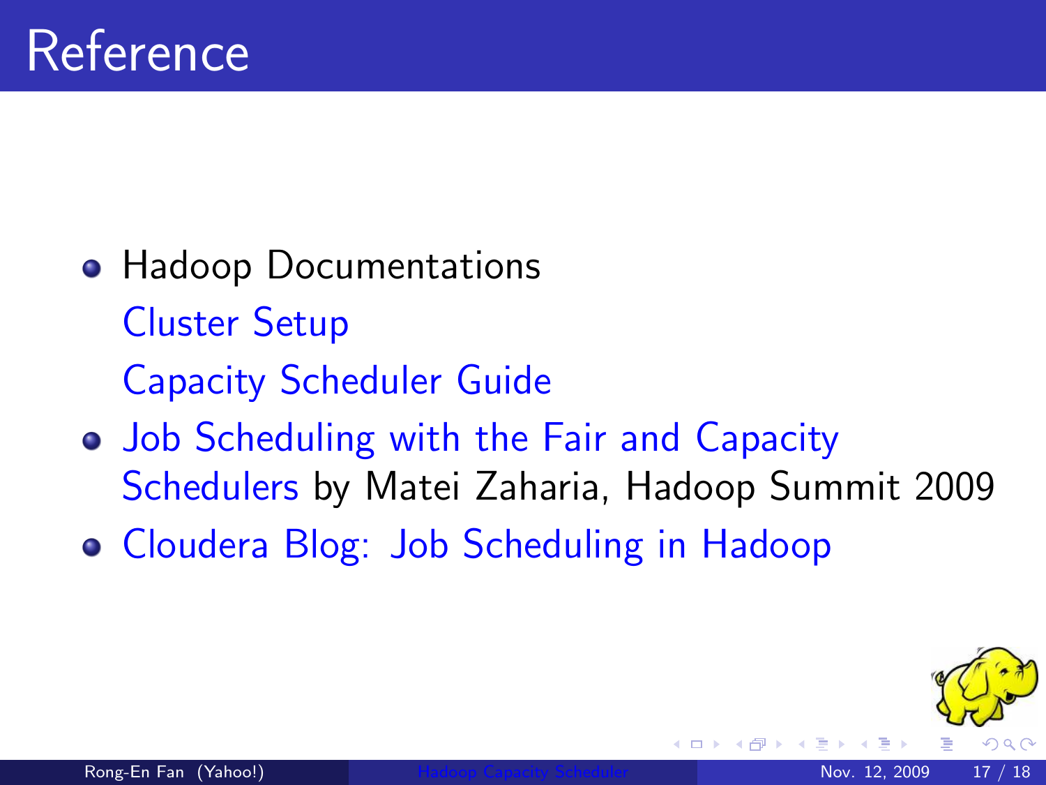# Reference

- Hadoop Documentations
  - Cluster Setup
  - Capacity Scheduler Guide
- Job Scheduling with the Fair and Capacity Schedulers by Matei Zaharia, Hadoop Summit 2009
- Cloudera Blog: Job Scheduling in Hadoop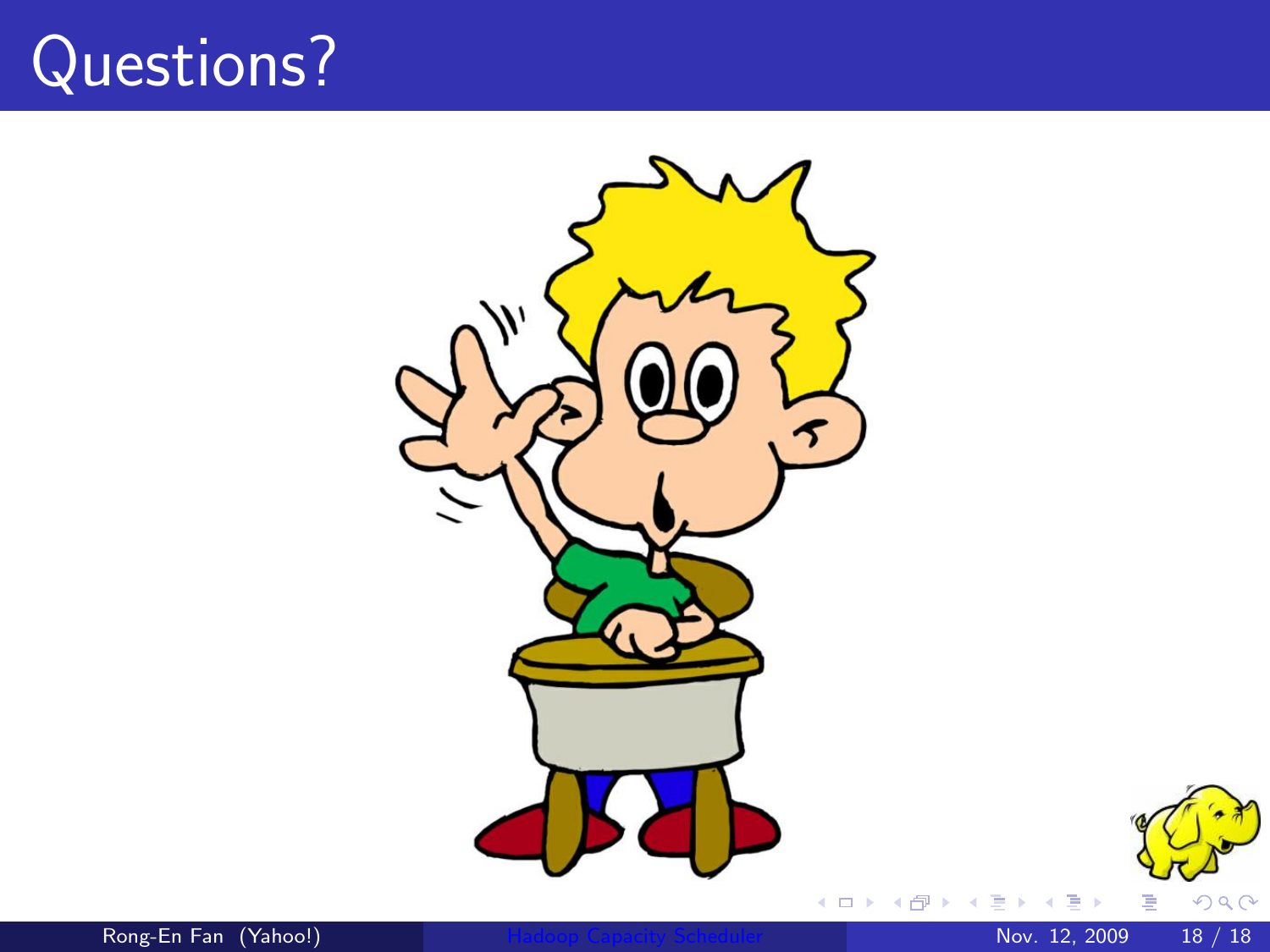# Questions?